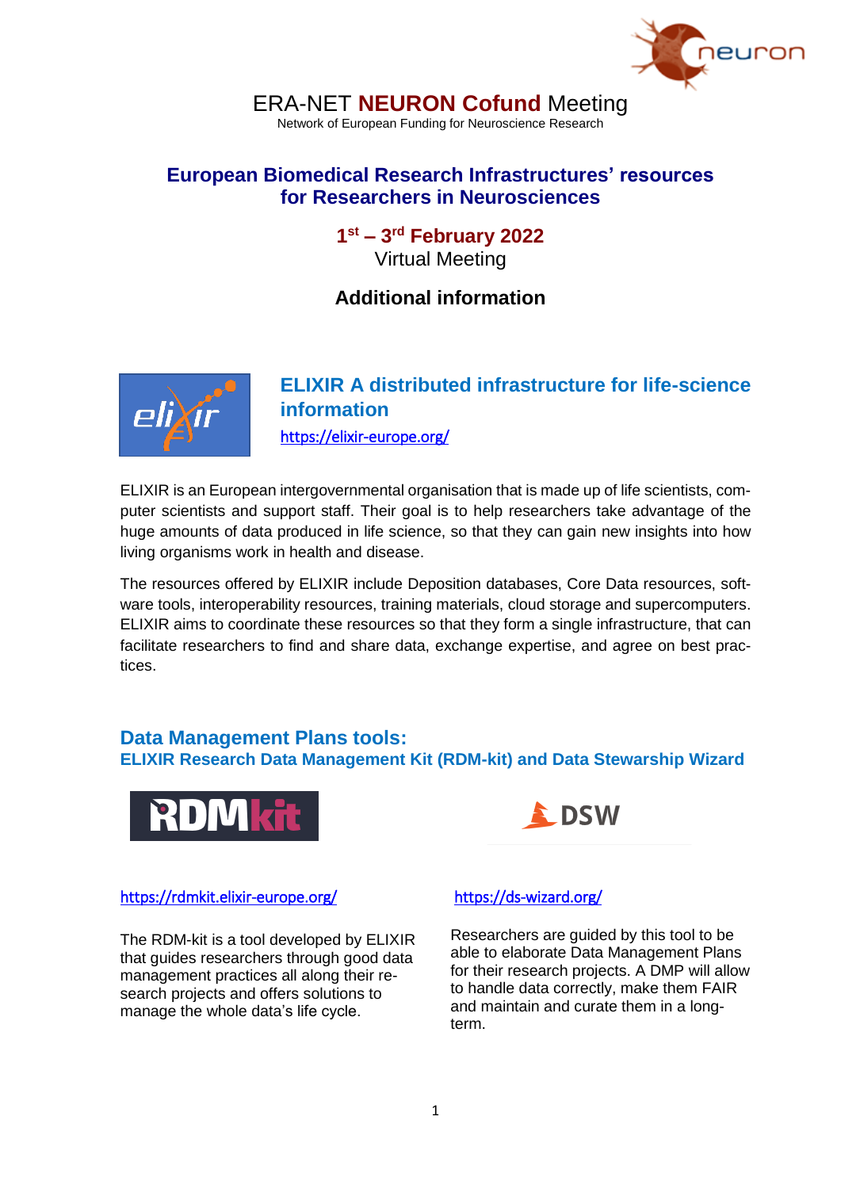ERA-NET **NEURON Cofund** Meeting

Network of European Funding for Neuroscience Research

# European Biomedical Research Infrastructures' resources for Researchers in Neurosciences

**1st – 3rd February 2022**

Virtual Meeting

## Additional information

## ELIXIR A distributed infrastructure for life-science information

https://elixir-europe.org/

ELIXIR is an European intergovernmental organisation that is made up of life scientists, computer scientists and support staff. Their goal is to help researchers take advantage of the huge amounts of data produced in life science, so that they can gain new insights into how living organisms work in health and disease.

The resources offered by ELIXIR include Deposition databases, Core Data resources, software tools, interoperability resources, training materials, cloud storage and supercomputers. ELIXIR aims to coordinate these resources so that they form a single infrastructure, that can facilitate researchers to find and share data, exchange expertise, and agree on best practices.

## Data Management Plans tools:

### ELIXIR Research Data Management Kit (RDM-kit) and Data Stewarship Wizard

https://rdmkit.elixir-europe.org/

The RDM-kit is a tool developed by ELIXIR that guides researchers through good data management practices all along their research projects and offers solutions to manage the whole data's life cycle.

https://ds-wizard.org/

Researchers are guided by this tool to be able to elaborate Data Management Plans for their research projects. A DMP will allow to handle data correctly, make them FAIR and maintain and curate them in a long-term.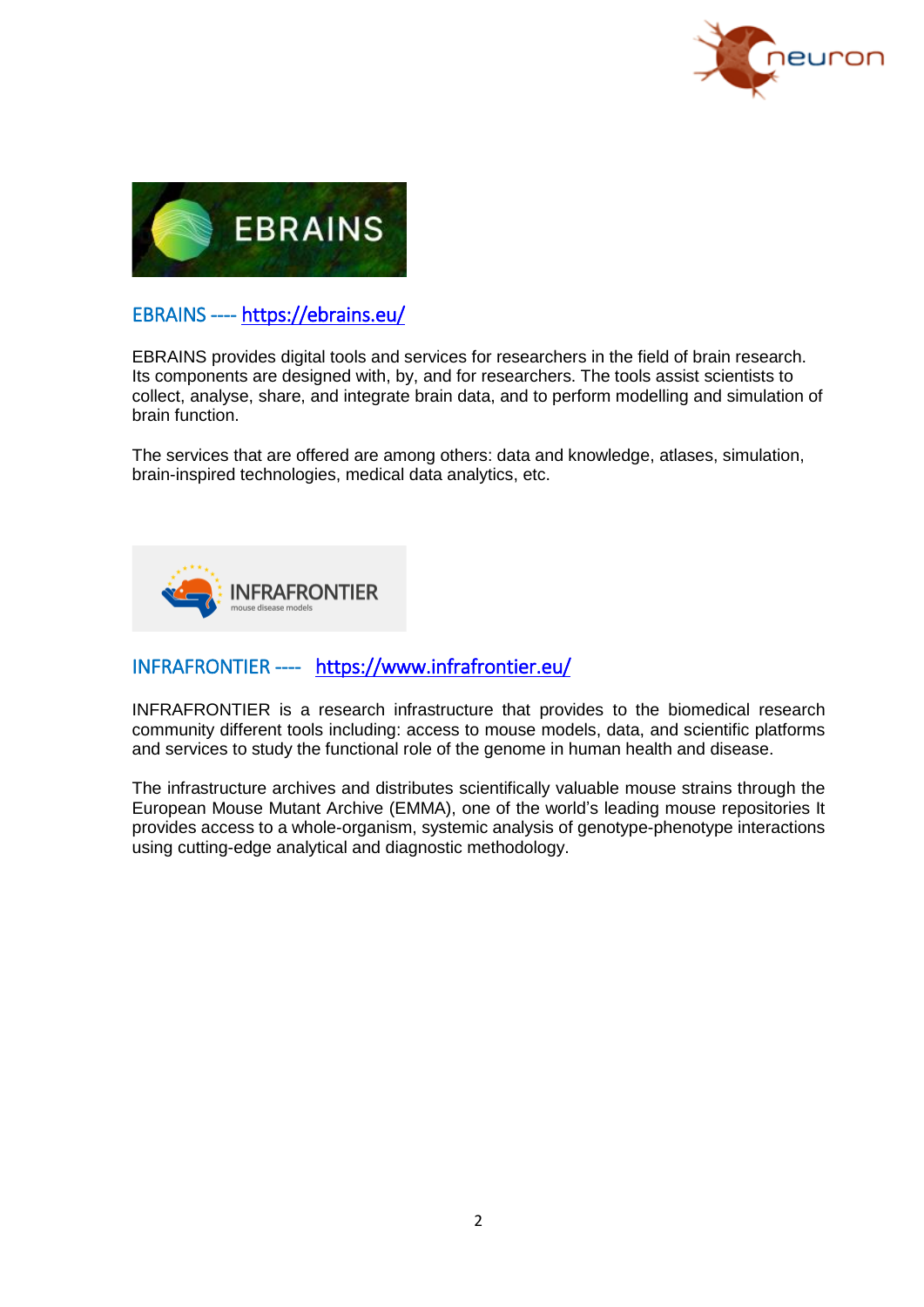## EBRAINS ---- https://ebrains.eu/

EBRAINS provides digital tools and services for researchers in the field of brain research. Its components are designed with, by, and for researchers. The tools assist scientists to collect, analyse, share, and integrate brain data, and to perform modelling and simulation of brain function.

The services that are offered are among others: data and knowledge, atlases, simulation, brain-inspired technologies, medical data analytics, etc.

## INFRAFRONTIER ---- https://www.infrafrontier.eu/

INFRAFRONTIER is a research infrastructure that provides to the biomedical research community different tools including: access to mouse models, data, and scientific platforms and services to study the functional role of the genome in human health and disease.

The infrastructure archives and distributes scientifically valuable mouse strains through the European Mouse Mutant Archive (EMMA), one of the world's leading mouse repositories It provides access to a whole-organism, systemic analysis of genotype-phenotype interactions using cutting-edge analytical and diagnostic methodology.